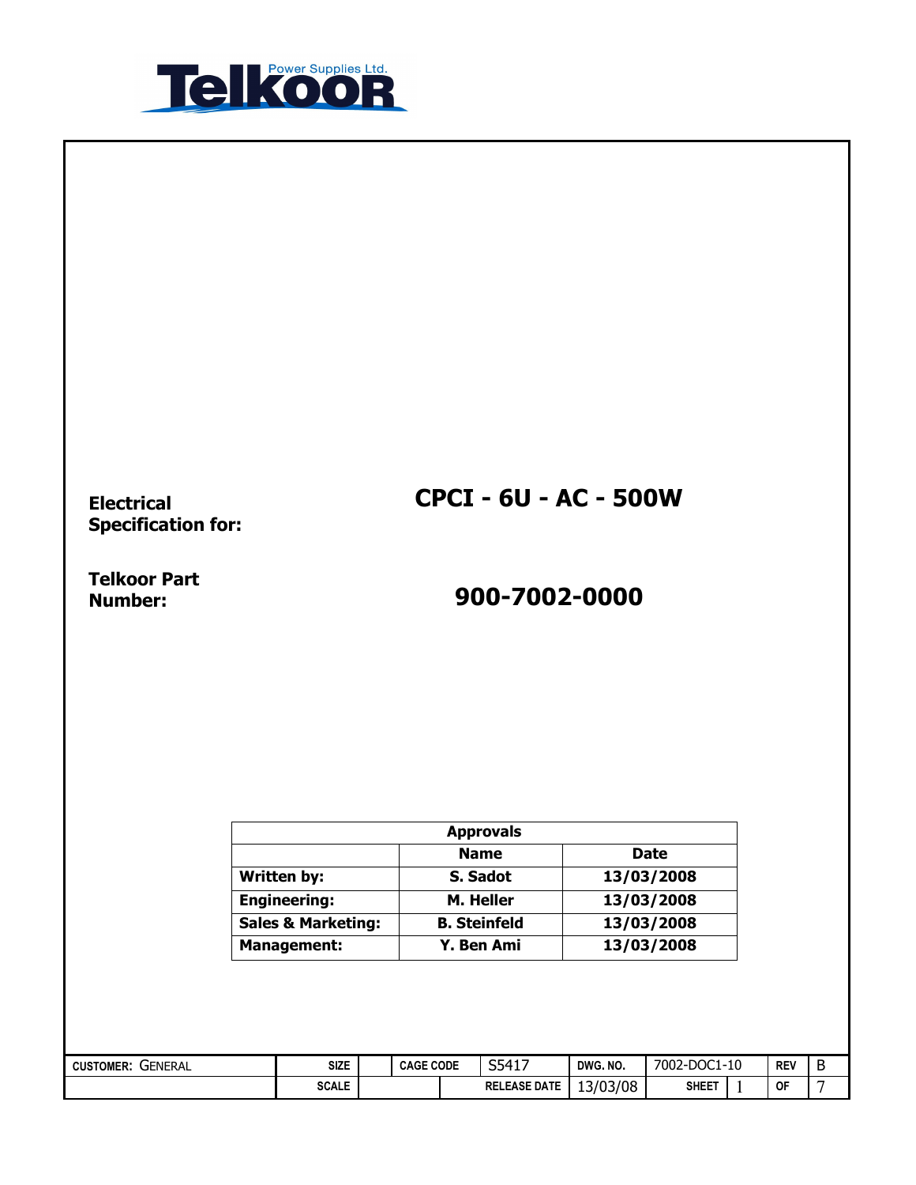**Telkoor Power Supplies Ltd.**

**Electrical Specification for:** **CPCI - 6U - AC - 500W**

**Telkoor Part Number:** **900-7002-0000**

| Approvals | | |
|---|---|---|
| | **Name** | **Date** |
| **Written by:** | **S. Sadot** | **13/03/2008** |
| **Engineering:** | **M. Heller** | **13/03/2008** |
| **Sales & Marketing:** | **B. Steinfeld** | **13/03/2008** |
| **Management:** | **Y. Ben Ami** | **13/03/2008** |

| CUSTOMER: GENERAL | SIZE | | CAGE CODE | S5417 | DWG. NO. | 7002-DOC1-10 | REV | B |
|---|---|---|---|---|---|---|---|---|
| | SCALE | | | RELEASE DATE | 13/03/08 | SHEET 1 | OF | 7 |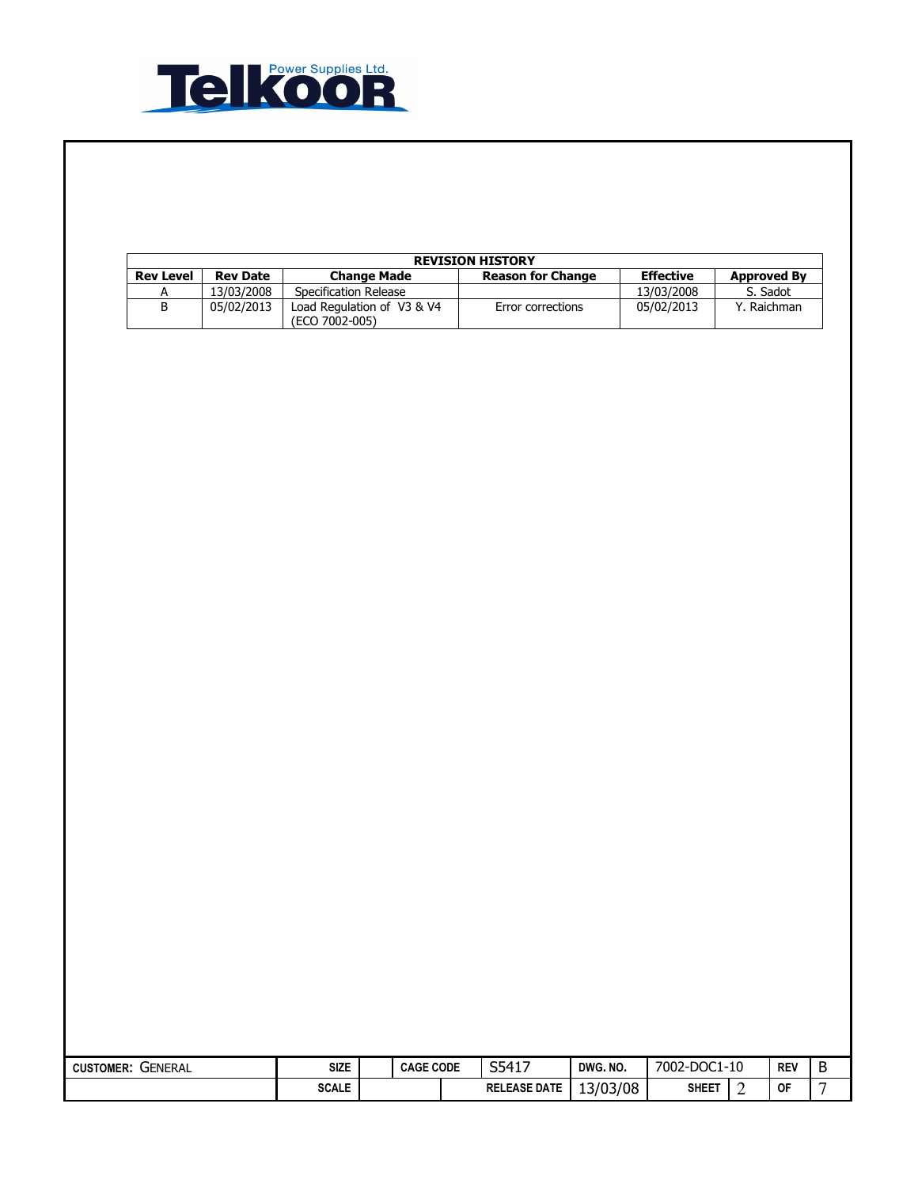| REVISION HISTORY | | | | | |
|---|---|---|---|---|---|
| **Rev Level** | **Rev Date** | **Change Made** | **Reason for Change** | **Effective** | **Approved By** |
| A | 13/03/2008 | Specification Release | | 13/03/2008 | S. Sadot |
| B | 05/02/2013 | Load Regulation of V3 & V4 (ECO 7002-005) | Error corrections | 05/02/2013 | Y. Raichman |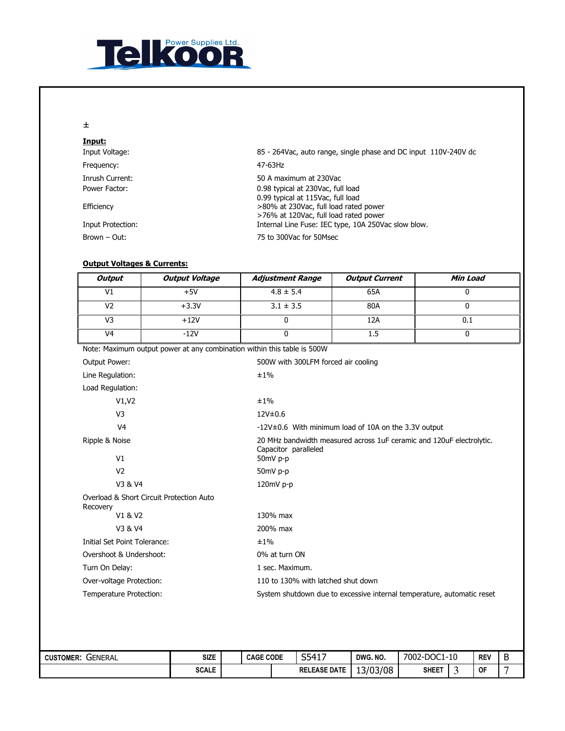±

**Input:**

| | |
|---|---|
| Input Voltage: | 85 - 264Vac, auto range, single phase and DC input 110V-240V dc |
| Frequency: | 47-63Hz |
| Inrush Current: | 50 A maximum at 230Vac |
| Power Factor: | 0.98 typical at 230Vac, full load<br>0.99 typical at 115Vac, full load |
| Efficiency | >80% at 230Vac, full load rated power<br>>76% at 120Vac, full load rated power |
| Input Protection: | Internal Line Fuse: IEC type, 10A 250Vac slow blow. |
| Brown – Out: | 75 to 300Vac for 50Msec |

**Output Voltages & Currents:**

| ***Output*** | ***Output Voltage*** | ***Adjustment Range*** | ***Output Current*** | ***Min Load*** |
|---|---|---|---|---|
| V1 | +5V | 4.8 ± 5.4 | 65A | 0 |
| V2 | +3.3V | 3.1 ± 3.5 | 80A | 0 |
| V3 | +12V | 0 | 12A | 0.1 |
| V4 | -12V | 0 | 1.5 | 0 |

Note: Maximum output power at any combination within this table is 500W

| | |
|---|---|
| Output Power: | 500W with 300LFM forced air cooling |
| Line Regulation: | ±1% |
| Load Regulation: | |
| V1,V2 | ±1% |
| V3 | 12V±0.6 |
| V4 | -12V±0.6 With minimum load of 10A on the 3.3V output |
| Ripple & Noise | 20 MHz bandwidth measured across 1uF ceramic and 120uF electrolytic. Capacitor paralleled |
| V1 | 50mV p-p |
| V2 | 50mV p-p |
| V3 & V4 | 120mV p-p |
| Overload & Short Circuit Protection Auto Recovery | |
| V1 & V2 | 130% max |
| V3 & V4 | 200% max |
| Initial Set Point Tolerance: | ±1% |
| Overshoot & Undershoot: | 0% at turn ON |
| Turn On Delay: | 1 sec. Maximum. |
| Over-voltage Protection: | 110 to 130% with latched shut down |
| Temperature Protection: | System shutdown due to excessive internal temperature, automatic reset |

| CUSTOMER: GENERAL | SIZE | | CAGE CODE | S5417 | DWG. NO. | 7002-DOC1-10 | REV | B |
|---|---|---|---|---|---|---|---|---|
| | SCALE | | | RELEASE DATE | 13/03/08 | SHEET 3 | OF | 7 |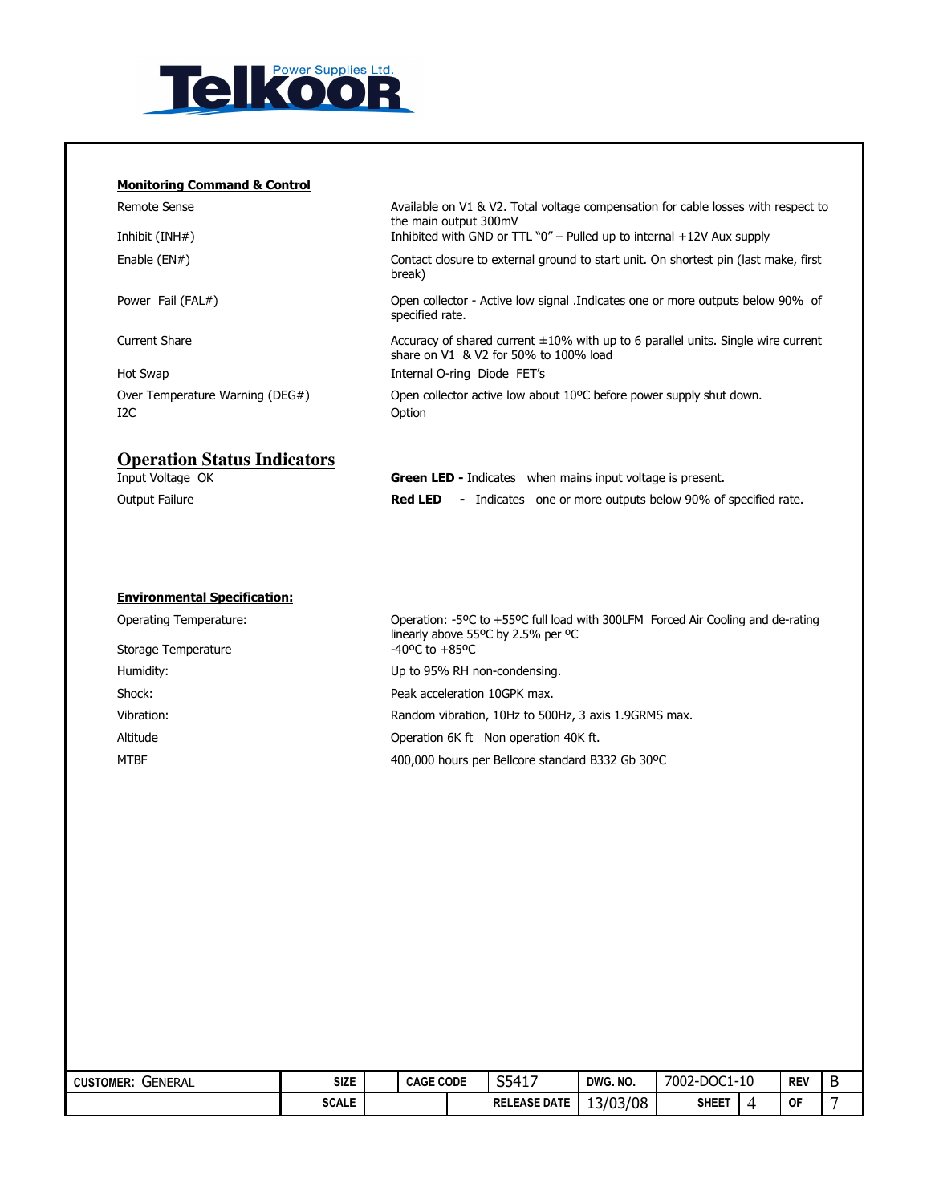## Monitoring Command & Control

| | |
|---|---|
| Remote Sense | Available on V1 & V2. Total voltage compensation for cable losses with respect to the main output 300mV |
| Inhibit (INH#) | Inhibited with GND or TTL "0" – Pulled up to internal +12V Aux supply |
| Enable (EN#) | Contact closure to external ground to start unit. On shortest pin (last make, first break) |
| Power Fail (FAL#) | Open collector - Active low signal .Indicates one or more outputs below 90% of specified rate. |
| Current Share | Accuracy of shared current ±10% with up to 6 parallel units. Single wire current share on V1 & V2 for 50% to 100% load |
| Hot Swap | Internal O-ring Diode FET's |
| Over Temperature Warning (DEG#) | Open collector active low about 10ºC before power supply shut down. |
| I2C | Option |

## Operation Status Indicators

| | |
|---|---|
| Input Voltage OK | **Green LED -** Indicates when mains input voltage is present. |
| Output Failure | **Red LED -** Indicates one or more outputs below 90% of specified rate. |

## Environmental Specification:

| | |
|---|---|
| Operating Temperature: | Operation: -5ºC to +55ºC full load with 300LFM Forced Air Cooling and de-rating linearly above 55ºC by 2.5% per ºC |
| Storage Temperature | -40ºC to +85ºC |
| Humidity: | Up to 95% RH non-condensing. |
| Shock: | Peak acceleration 10GPK max. |
| Vibration: | Random vibration, 10Hz to 500Hz, 3 axis 1.9GRMS max. |
| Altitude | Operation 6K ft Non operation 40K ft. |
| MTBF | 400,000 hours per Bellcore standard B332 Gb 30ºC |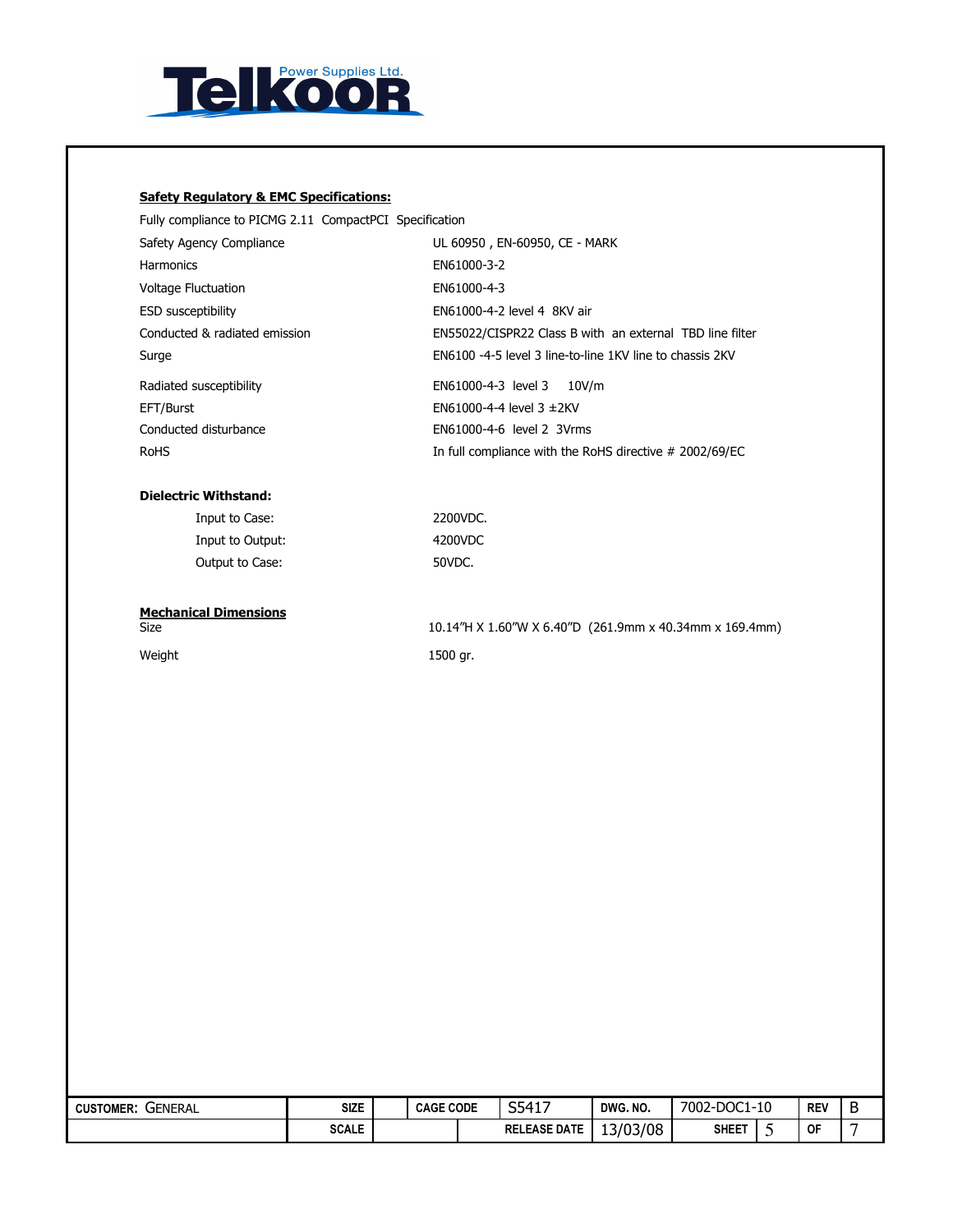**Safety Regulatory & EMC Specifications:**

Fully compliance to PICMG 2.11 CompactPCI Specification

| | |
|---|---|
| Safety Agency Compliance | UL 60950 , EN-60950, CE - MARK |
| Harmonics | EN61000-3-2 |
| Voltage Fluctuation | EN61000-4-3 |
| ESD susceptibility | EN61000-4-2 level 4 8KV air |
| Conducted & radiated emission | EN55022/CISPR22 Class B with an external TBD line filter |
| Surge | EN6100 -4-5 level 3 line-to-line 1KV line to chassis 2KV |
| Radiated susceptibility | EN61000-4-3 level 3 10V/m |
| EFT/Burst | EN61000-4-4 level 3 ±2KV |
| Conducted disturbance | EN61000-4-6 level 2 3Vrms |
| RoHS | In full compliance with the RoHS directive # 2002/69/EC |

**Dielectric Withstand:**

| | |
|---|---|
| Input to Case: | 2200VDC. |
| Input to Output: | 4200VDC |
| Output to Case: | 50VDC. |

**Mechanical Dimensions**

| | |
|---|---|
| Size | 10.14"H X 1.60"W X 6.40"D (261.9mm x 40.34mm x 169.4mm) |
| Weight | 1500 gr. |

| CUSTOMER: GENERAL | SIZE | | CAGE CODE | S5417 | DWG. NO. | 7002-DOC1-10 | | REV | B |
|---|---|---|---|---|---|---|---|---|---|
| | SCALE | | | RELEASE DATE | 13/03/08 | SHEET | 5 | OF | 7 |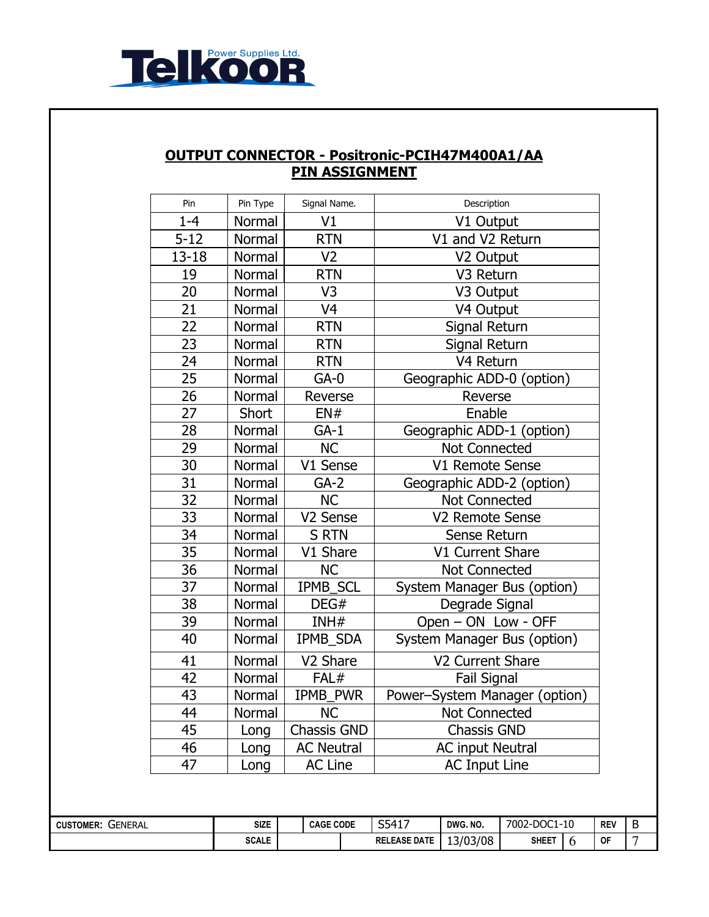Telkoor Power Supplies Ltd.

## OUTPUT CONNECTOR - Positronic-PCIH47M400A1/AA
## PIN ASSIGNMENT

| Pin | Pin Type | Signal Name. | Description |
|---|---|---|---|
| 1-4 | Normal | V1 | V1 Output |
| 5-12 | Normal | RTN | V1 and V2 Return |
| 13-18 | Normal | V2 | V2 Output |
| 19 | Normal | RTN | V3 Return |
| 20 | Normal | V3 | V3 Output |
| 21 | Normal | V4 | V4 Output |
| 22 | Normal | RTN | Signal Return |
| 23 | Normal | RTN | Signal Return |
| 24 | Normal | RTN | V4 Return |
| 25 | Normal | GA-0 | Geographic ADD-0 (option) |
| 26 | Normal | Reverse | Reverse |
| 27 | Short | EN# | Enable |
| 28 | Normal | GA-1 | Geographic ADD-1 (option) |
| 29 | Normal | NC | Not Connected |
| 30 | Normal | V1 Sense | V1 Remote Sense |
| 31 | Normal | GA-2 | Geographic ADD-2 (option) |
| 32 | Normal | NC | Not Connected |
| 33 | Normal | V2 Sense | V2 Remote Sense |
| 34 | Normal | S RTN | Sense Return |
| 35 | Normal | V1 Share | V1 Current Share |
| 36 | Normal | NC | Not Connected |
| 37 | Normal | IPMB_SCL | System Manager Bus (option) |
| 38 | Normal | DEG# | Degrade Signal |
| 39 | Normal | INH# | Open – ON Low - OFF |
| 40 | Normal | IPMB_SDA | System Manager Bus (option) |
| 41 | Normal | V2 Share | V2 Current Share |
| 42 | Normal | FAL# | Fail Signal |
| 43 | Normal | IPMB_PWR | Power–System Manager (option) |
| 44 | Normal | NC | Not Connected |
| 45 | Long | Chassis GND | Chassis GND |
| 46 | Long | AC Neutral | AC input Neutral |
| 47 | Long | AC Line | AC Input Line |

| CUSTOMER: GENERAL | SIZE | | CAGE CODE | S5417 | DWG. NO. | 7002-DOC1-10 | REV | B |
|---|---|---|---|---|---|---|---|---|
| | SCALE | | | RELEASE DATE | 13/03/08 | SHEET 6 | OF | 7 |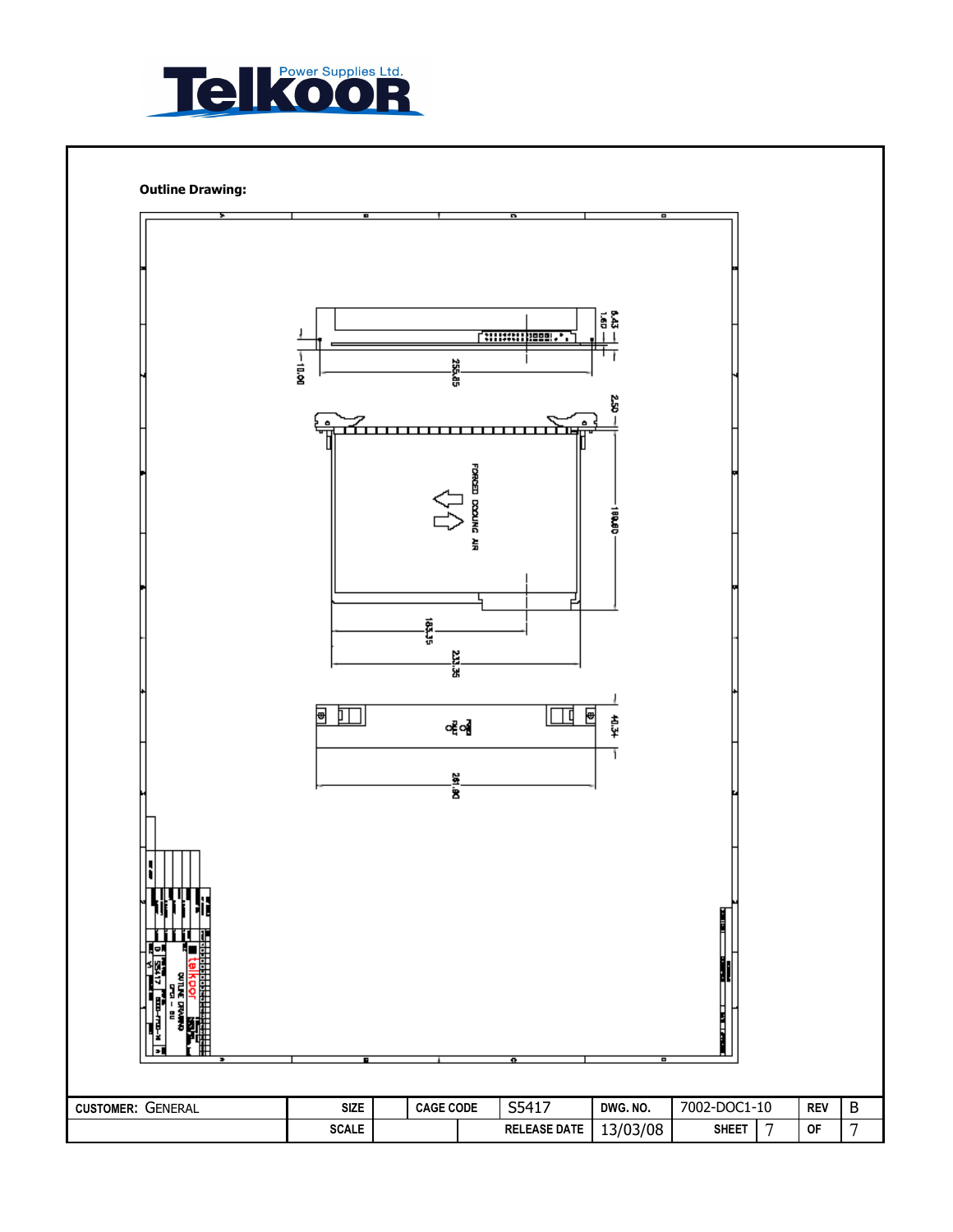**Outline Drawing:**

8.43
1.60
10.00
255.65
2.50
FORCED COOLING AIR
180.60
183.35
233.35
POWER
FAULT
40.34
261.80

| | | | | | | | | |
|---|---|---|---|---|---|---|---|---|
| **CUSTOMER:** GENERAL | **SIZE** | | **CAGE CODE** | S5417 | **DWG. NO.** | 7002-DOC1-10 | **REV** | B |
| | **SCALE** | | | **RELEASE DATE** | 13/03/08 | **SHEET** 7 | **OF** | 7 |